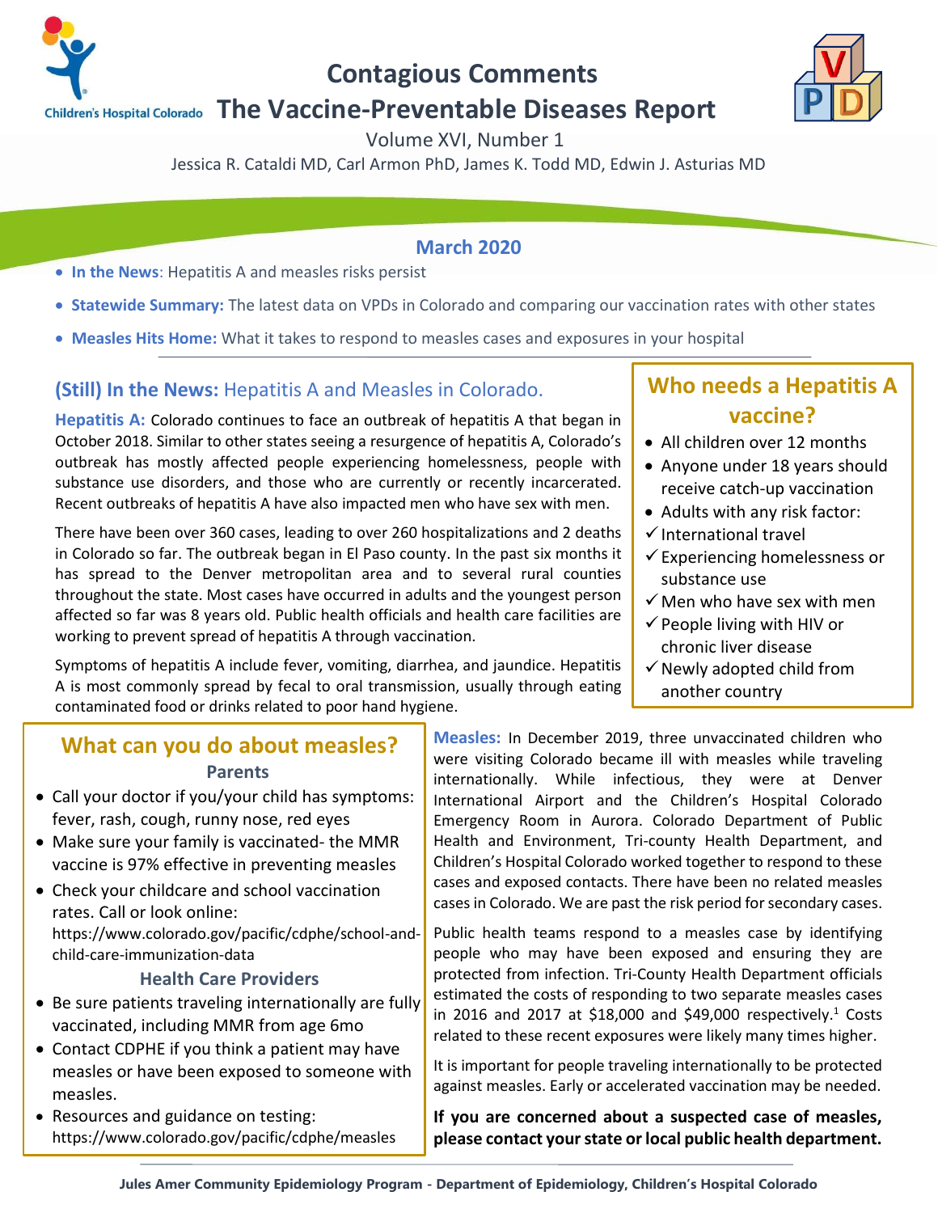# Contagious Comments
# The Vaccine-Preventable Diseases Report

Volume XVI, Number 1

Jessica R. Cataldi MD, Carl Armon PhD, James K. Todd MD, Edwin J. Asturias MD

## March 2020

- **In the News**: Hepatitis A and measles risks persist
- **Statewide Summary:** The latest data on VPDs in Colorado and comparing our vaccination rates with other states
- **Measles Hits Home:** What it takes to respond to measles cases and exposures in your hospital

## (Still) In the News: Hepatitis A and Measles in Colorado.

**Hepatitis A:** Colorado continues to face an outbreak of hepatitis A that began in October 2018. Similar to other states seeing a resurgence of hepatitis A, Colorado's outbreak has mostly affected people experiencing homelessness, people with substance use disorders, and those who are currently or recently incarcerated. Recent outbreaks of hepatitis A have also impacted men who have sex with men.

There have been over 360 cases, leading to over 260 hospitalizations and 2 deaths in Colorado so far. The outbreak began in El Paso county. In the past six months it has spread to the Denver metropolitan area and to several rural counties throughout the state. Most cases have occurred in adults and the youngest person affected so far was 8 years old. Public health officials and health care facilities are working to prevent spread of hepatitis A through vaccination.

Symptoms of hepatitis A include fever, vomiting, diarrhea, and jaundice. Hepatitis A is most commonly spread by fecal to oral transmission, usually through eating contaminated food or drinks related to poor hand hygiene.

### Who needs a Hepatitis A vaccine?

- All children over 12 months
- Anyone under 18 years should receive catch-up vaccination
- Adults with any risk factor:
  - ✓ International travel
  - ✓ Experiencing homelessness or substance use
  - ✓ Men who have sex with men
  - ✓ People living with HIV or chronic liver disease
  - ✓ Newly adopted child from another country

**Measles:** In December 2019, three unvaccinated children who were visiting Colorado became ill with measles while traveling internationally. While infectious, they were at Denver International Airport and the Children's Hospital Colorado Emergency Room in Aurora. Colorado Department of Public Health and Environment, Tri-county Health Department, and Children's Hospital Colorado worked together to respond to these cases and exposed contacts. There have been no related measles cases in Colorado. We are past the risk period for secondary cases.

Public health teams respond to a measles case by identifying people who may have been exposed and ensuring they are protected from infection. Tri-County Health Department officials estimated the costs of responding to two separate measles cases in 2016 and 2017 at $18,000 and $49,000 respectively.[1] Costs related to these recent exposures were likely many times higher.

It is important for people traveling internationally to be protected against measles. Early or accelerated vaccination may be needed.

**If you are concerned about a suspected case of measles, please contact your state or local public health department.**

### What can you do about measles?

#### Parents

- Call your doctor if you/your child has symptoms: fever, rash, cough, runny nose, red eyes
- Make sure your family is vaccinated- the MMR vaccine is 97% effective in preventing measles
- Check your childcare and school vaccination rates. Call or look online: https://www.colorado.gov/pacific/cdphe/school-and-child-care-immunization-data

#### Health Care Providers

- Be sure patients traveling internationally are fully vaccinated, including MMR from age 6mo
- Contact CDPHE if you think a patient may have measles or have been exposed to someone with measles.
- Resources and guidance on testing: https://www.colorado.gov/pacific/cdphe/measles

Jules Amer Community Epidemiology Program - Department of Epidemiology, Children's Hospital Colorado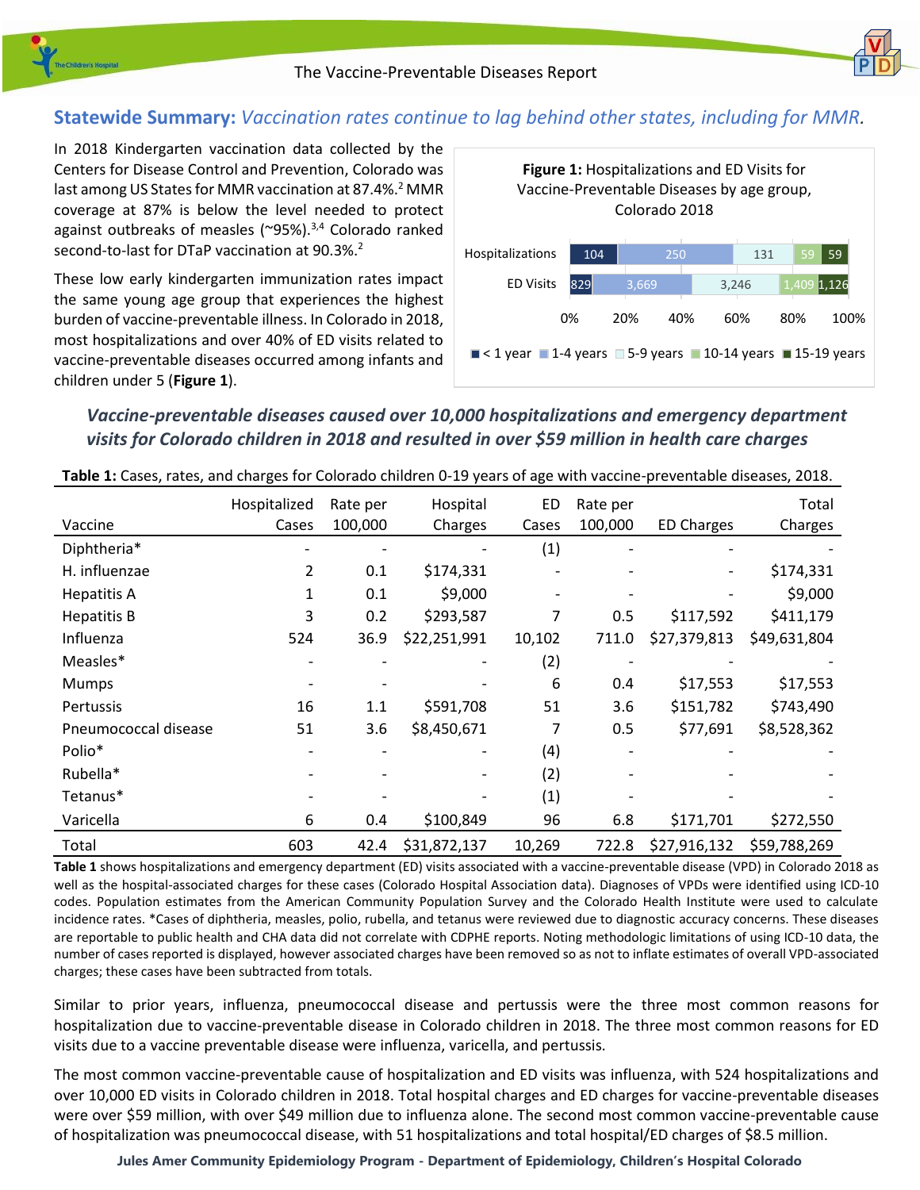## Statewide Summary: *Vaccination rates continue to lag behind other states, including for MMR.*

In 2018 Kindergarten vaccination data collected by the Centers for Disease Control and Prevention, Colorado was last among US States for MMR vaccination at 87.4%.[2] MMR coverage at 87% is below the level needed to protect against outbreaks of measles (~95%).[3,4] Colorado ranked second-to-last for DTaP vaccination at 90.3%.[2]

These low early kindergarten immunization rates impact the same young age group that experiences the highest burden of vaccine-preventable illness. In Colorado in 2018, most hospitalizations and over 40% of ED visits related to vaccine-preventable diseases occurred among infants and children under 5 (**Figure 1**).

**Figure 1:** Hospitalizations and ED Visits for Vaccine-Preventable Diseases by age group, Colorado 2018

| | < 1 year | 1-4 years | 5-9 years | 10-14 years | 15-19 years |
|---|---|---|---|---|---|
| Hospitalizations | 104 | 250 | 131 | 59 | 59 |
| ED Visits | 829 | 3,669 | 3,246 | 1,409 | 1,126 |

### *Vaccine-preventable diseases caused over 10,000 hospitalizations and emergency department visits for Colorado children in 2018 and resulted in over $59 million in health care charges*

**Table 1:** Cases, rates, and charges for Colorado children 0-19 years of age with vaccine-preventable diseases, 2018.

| Vaccine | Hospitalized Cases | Rate per 100,000 | Hospital Charges | ED Cases | Rate per 100,000 | ED Charges | Total Charges |
|---|---|---|---|---|---|---|---|
| Diphtheria* | - | - | - | (1) | - | - | - |
| H. influenzae | 2 | 0.1 | $174,331 | - | - | - | $174,331 |
| Hepatitis A | 1 | 0.1 | $9,000 | - | - | - | $9,000 |
| Hepatitis B | 3 | 0.2 | $293,587 | 7 | 0.5 | $117,592 | $411,179 |
| Influenza | 524 | 36.9 | $22,251,991 | 10,102 | 711.0 | $27,379,813 | $49,631,804 |
| Measles* | - | - | - | (2) | - | - | - |
| Mumps | - | - | - | 6 | 0.4 | $17,553 | $17,553 |
| Pertussis | 16 | 1.1 | $591,708 | 51 | 3.6 | $151,782 | $743,490 |
| Pneumococcal disease | 51 | 3.6 | $8,450,671 | 7 | 0.5 | $77,691 | $8,528,362 |
| Polio* | - | - | - | (4) | - | - | - |
| Rubella* | - | - | - | (2) | - | - | - |
| Tetanus* | - | - | - | (1) | - | - | - |
| Varicella | 6 | 0.4 | $100,849 | 96 | 6.8 | $171,701 | $272,550 |
| Total | 603 | 42.4 | $31,872,137 | 10,269 | 722.8 | $27,916,132 | $59,788,269 |

**Table 1** shows hospitalizations and emergency department (ED) visits associated with a vaccine-preventable disease (VPD) in Colorado 2018 as well as the hospital-associated charges for these cases (Colorado Hospital Association data). Diagnoses of VPDs were identified using ICD-10 codes. Population estimates from the American Community Population Survey and the Colorado Health Institute were used to calculate incidence rates. *Cases of diphtheria, measles, polio, rubella, and tetanus were reviewed due to diagnostic accuracy concerns. These diseases are reportable to public health and CHA data did not correlate with CDPHE reports. Noting methodologic limitations of using ICD-10 data, the number of cases reported is displayed, however associated charges have been removed so as not to inflate estimates of overall VPD-associated charges; these cases have been subtracted from totals.

Similar to prior years, influenza, pneumococcal disease and pertussis were the three most common reasons for hospitalization due to vaccine-preventable disease in Colorado children in 2018. The three most common reasons for ED visits due to a vaccine preventable disease were influenza, varicella, and pertussis.

The most common vaccine-preventable cause of hospitalization and ED visits was influenza, with 524 hospitalizations and over 10,000 ED visits in Colorado children in 2018. Total hospital charges and ED charges for vaccine-preventable diseases were over $59 million, with over $49 million due to influenza alone. The second most common vaccine-preventable cause of hospitalization was pneumococcal disease, with 51 hospitalizations and total hospital/ED charges of $8.5 million.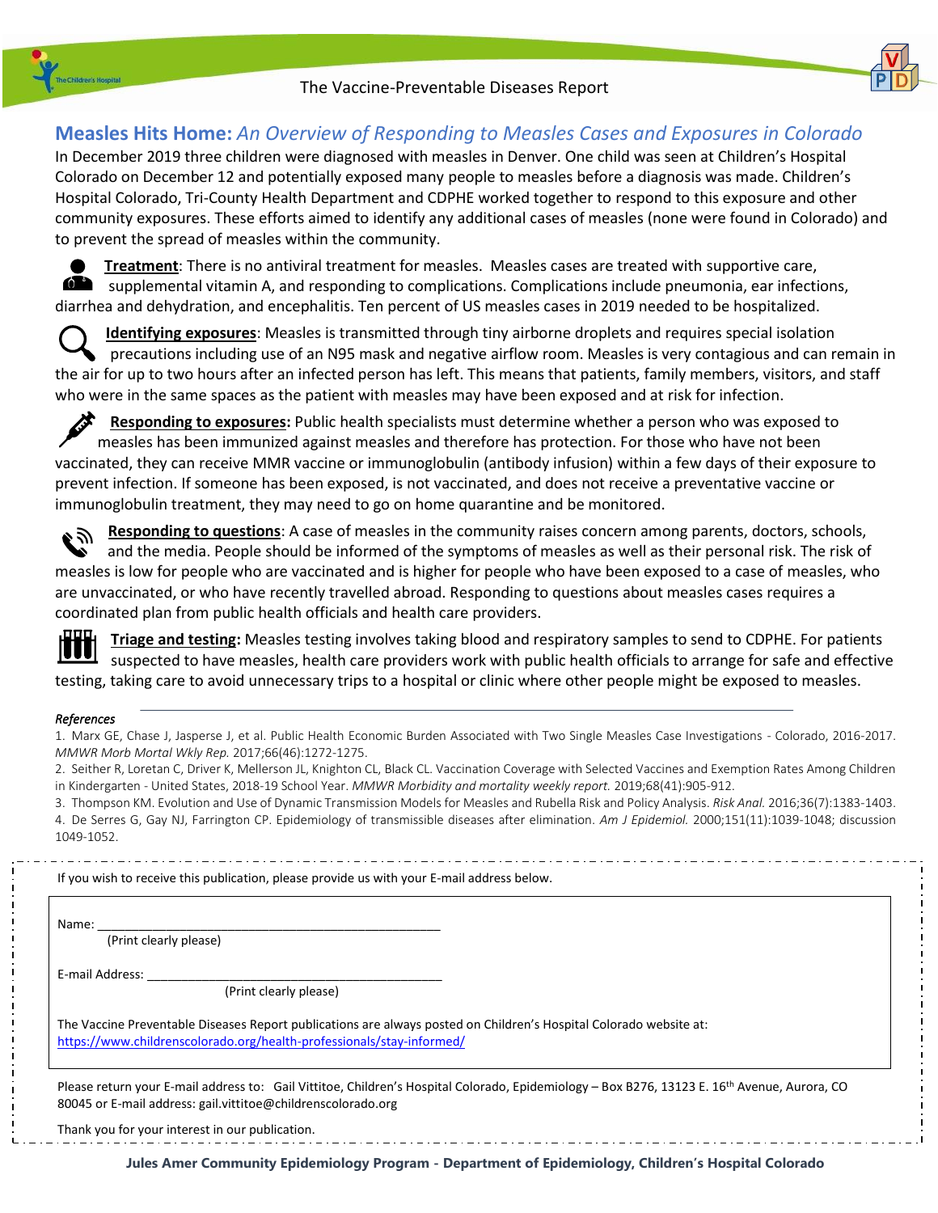## **Measles Hits Home:** *An Overview of Responding to Measles Cases and Exposures in Colorado*

In December 2019 three children were diagnosed with measles in Denver. One child was seen at Children's Hospital Colorado on December 12 and potentially exposed many people to measles before a diagnosis was made. Children's Hospital Colorado, Tri-County Health Department and CDPHE worked together to respond to this exposure and other community exposures. These efforts aimed to identify any additional cases of measles (none were found in Colorado) and to prevent the spread of measles within the community.

**Treatment**: There is no antiviral treatment for measles. Measles cases are treated with supportive care, supplemental vitamin A, and responding to complications. Complications include pneumonia, ear infections, diarrhea and dehydration, and encephalitis. Ten percent of US measles cases in 2019 needed to be hospitalized.

**Identifying exposures**: Measles is transmitted through tiny airborne droplets and requires special isolation precautions including use of an N95 mask and negative airflow room. Measles is very contagious and can remain in the air for up to two hours after an infected person has left. This means that patients, family members, visitors, and staff who were in the same spaces as the patient with measles may have been exposed and at risk for infection.

**Responding to exposures:** Public health specialists must determine whether a person who was exposed to measles has been immunized against measles and therefore has protection. For those who have not been vaccinated, they can receive MMR vaccine or immunoglobulin (antibody infusion) within a few days of their exposure to prevent infection. If someone has been exposed, is not vaccinated, and does not receive a preventative vaccine or immunoglobulin treatment, they may need to go on home quarantine and be monitored.

**Responding to questions**: A case of measles in the community raises concern among parents, doctors, schools, and the media. People should be informed of the symptoms of measles as well as their personal risk. The risk of measles is low for people who are vaccinated and is higher for people who have been exposed to a case of measles, who are unvaccinated, or who have recently travelled abroad. Responding to questions about measles cases requires a coordinated plan from public health officials and health care providers.

**Triage and testing:** Measles testing involves taking blood and respiratory samples to send to CDPHE. For patients suspected to have measles, health care providers work with public health officials to arrange for safe and effective testing, taking care to avoid unnecessary trips to a hospital or clinic where other people might be exposed to measles.

---

*References*

1. Marx GE, Chase J, Jasperse J, et al. Public Health Economic Burden Associated with Two Single Measles Case Investigations - Colorado, 2016-2017. *MMWR Morb Mortal Wkly Rep.* 2017;66(46):1272-1275.
2. Seither R, Loretan C, Driver K, Mellerson JL, Knighton CL, Black CL. Vaccination Coverage with Selected Vaccines and Exemption Rates Among Children in Kindergarten - United States, 2018-19 School Year. *MMWR Morbidity and mortality weekly report.* 2019;68(41):905-912.
3. Thompson KM. Evolution and Use of Dynamic Transmission Models for Measles and Rubella Risk and Policy Analysis. *Risk Anal.* 2016;36(7):1383-1403.
4. De Serres G, Gay NJ, Farrington CP. Epidemiology of transmissible diseases after elimination. *Am J Epidemiol.* 2000;151(11):1039-1048; discussion 1049-1052.

---

If you wish to receive this publication, please provide us with your E-mail address below.

Name: ______________________________________________
(Print clearly please)

E-mail Address: ________________________________________
(Print clearly please)

The Vaccine Preventable Diseases Report publications are always posted on Children's Hospital Colorado website at: https://www.childrenscolorado.org/health-professionals/stay-informed/

Please return your E-mail address to: Gail Vittitoe, Children's Hospital Colorado, Epidemiology – Box B276, 13123 E. 16th Avenue, Aurora, CO 80045 or E-mail address: gail.vittitoe@childrenscolorado.org

Thank you for your interest in our publication.

**Jules Amer Community Epidemiology Program - Department of Epidemiology, Children's Hospital Colorado**